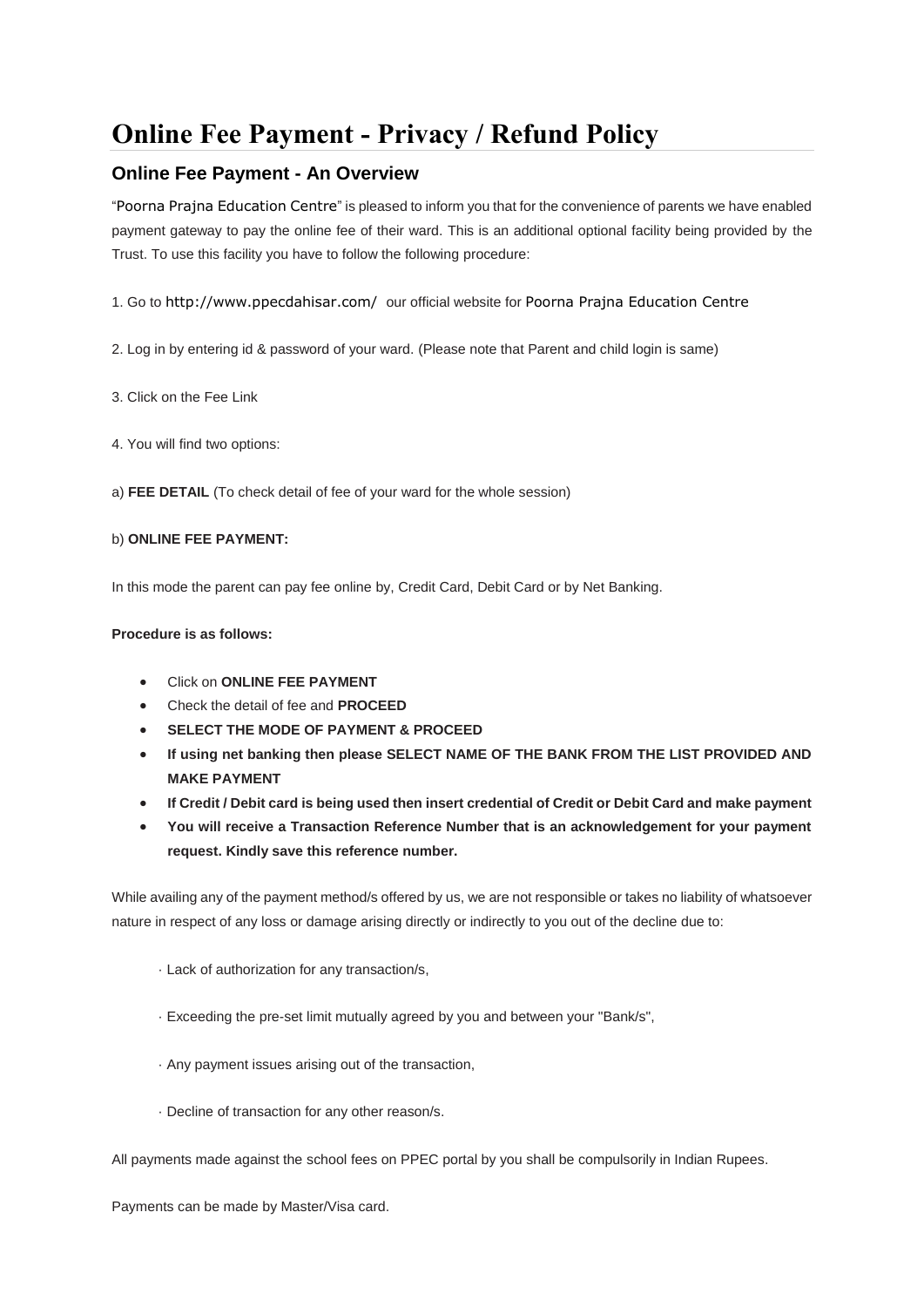# Online Fee Payment - Privacy / Refund Policy

## Online Fee Payment - An Overview

"Poorna Prajna Education Centre" is pleased to inform you that for the convenience of parents we have enabled payment gateway to pay the online fee of their ward. This is an additional optional facility being provided by the Trust. To use this facility you have to follow the following procedure:

1. Go to http://www.ppecdahisar.com/ our official website for Poorna Prajna Education Centre

2. Log in by entering id & password of your ward. (Please note that Parent and child login is same)

3. Click on the Fee Link

4. You will find two options:

a) **FEE DETAIL** (To check detail of fee of your ward for the whole session)

b) **ONLINE FEE PAYMENT:**

In this mode the parent can pay fee online by, Credit Card, Debit Card or by Net Banking.

**Procedure is as follows:**

- Click on **ONLINE FEE PAYMENT**
- Check the detail of fee and **PROCEED**
- **SELECT THE MODE OF PAYMENT & PROCEED**
- **If using net banking then please SELECT NAME OF THE BANK FROM THE LIST PROVIDED AND MAKE PAYMENT**
- **If Credit / Debit card is being used then insert credential of Credit or Debit Card and make payment**
- **You will receive a Transaction Reference Number that is an acknowledgement for your payment request. Kindly save this reference number.**

While availing any of the payment method/s offered by us, we are not responsible or takes no liability of whatsoever nature in respect of any loss or damage arising directly or indirectly to you out of the decline due to:

· Lack of authorization for any transaction/s,

· Exceeding the pre-set limit mutually agreed by you and between your "Bank/s",

· Any payment issues arising out of the transaction,

· Decline of transaction for any other reason/s.

All payments made against the school fees on PPEC portal by you shall be compulsorily in Indian Rupees.

Payments can be made by Master/Visa card.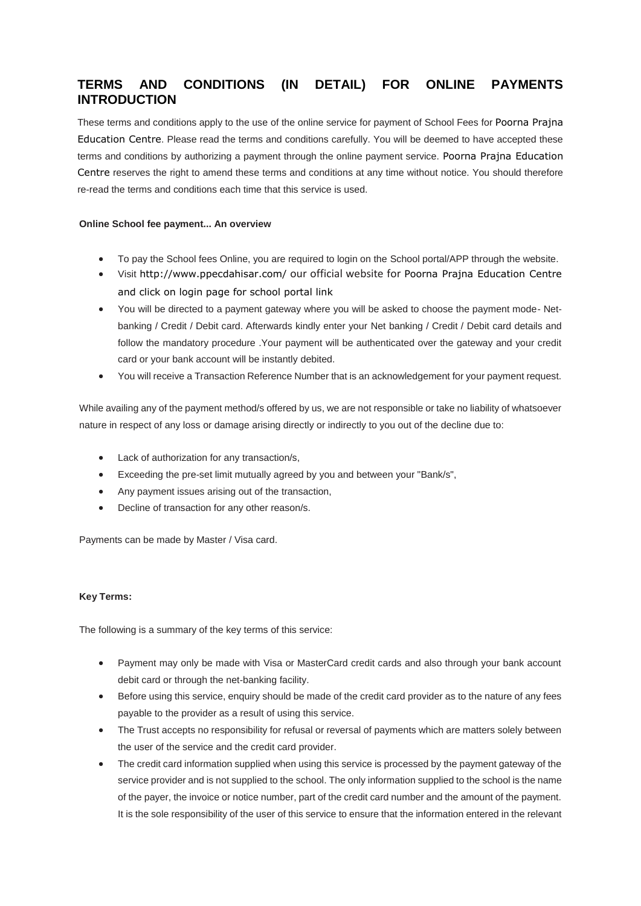## TERMS AND CONDITIONS (IN DETAIL) FOR ONLINE PAYMENTS INTRODUCTION

These terms and conditions apply to the use of the online service for payment of School Fees for Poorna Prajna Education Centre. Please read the terms and conditions carefully. You will be deemed to have accepted these terms and conditions by authorizing a payment through the online payment service. Poorna Prajna Education Centre reserves the right to amend these terms and conditions at any time without notice. You should therefore re-read the terms and conditions each time that this service is used.

**Online School fee payment... An overview**

- To pay the School fees Online, you are required to login on the School portal/APP through the website.
- Visit http://www.ppecdahisar.com/ our official website for Poorna Prajna Education Centre and click on login page for school portal link
- You will be directed to a payment gateway where you will be asked to choose the payment mode- Net-banking / Credit / Debit card. Afterwards kindly enter your Net banking / Credit / Debit card details and follow the mandatory procedure .Your payment will be authenticated over the gateway and your credit card or your bank account will be instantly debited.
- You will receive a Transaction Reference Number that is an acknowledgement for your payment request.

While availing any of the payment method/s offered by us, we are not responsible or take no liability of whatsoever nature in respect of any loss or damage arising directly or indirectly to you out of the decline due to:

- Lack of authorization for any transaction/s,
- Exceeding the pre-set limit mutually agreed by you and between your "Bank/s",
- Any payment issues arising out of the transaction,
- Decline of transaction for any other reason/s.

Payments can be made by Master / Visa card.

**Key Terms:**

The following is a summary of the key terms of this service:

- Payment may only be made with Visa or MasterCard credit cards and also through your bank account debit card or through the net-banking facility.
- Before using this service, enquiry should be made of the credit card provider as to the nature of any fees payable to the provider as a result of using this service.
- The Trust accepts no responsibility for refusal or reversal of payments which are matters solely between the user of the service and the credit card provider.
- The credit card information supplied when using this service is processed by the payment gateway of the service provider and is not supplied to the school. The only information supplied to the school is the name of the payer, the invoice or notice number, part of the credit card number and the amount of the payment. It is the sole responsibility of the user of this service to ensure that the information entered in the relevant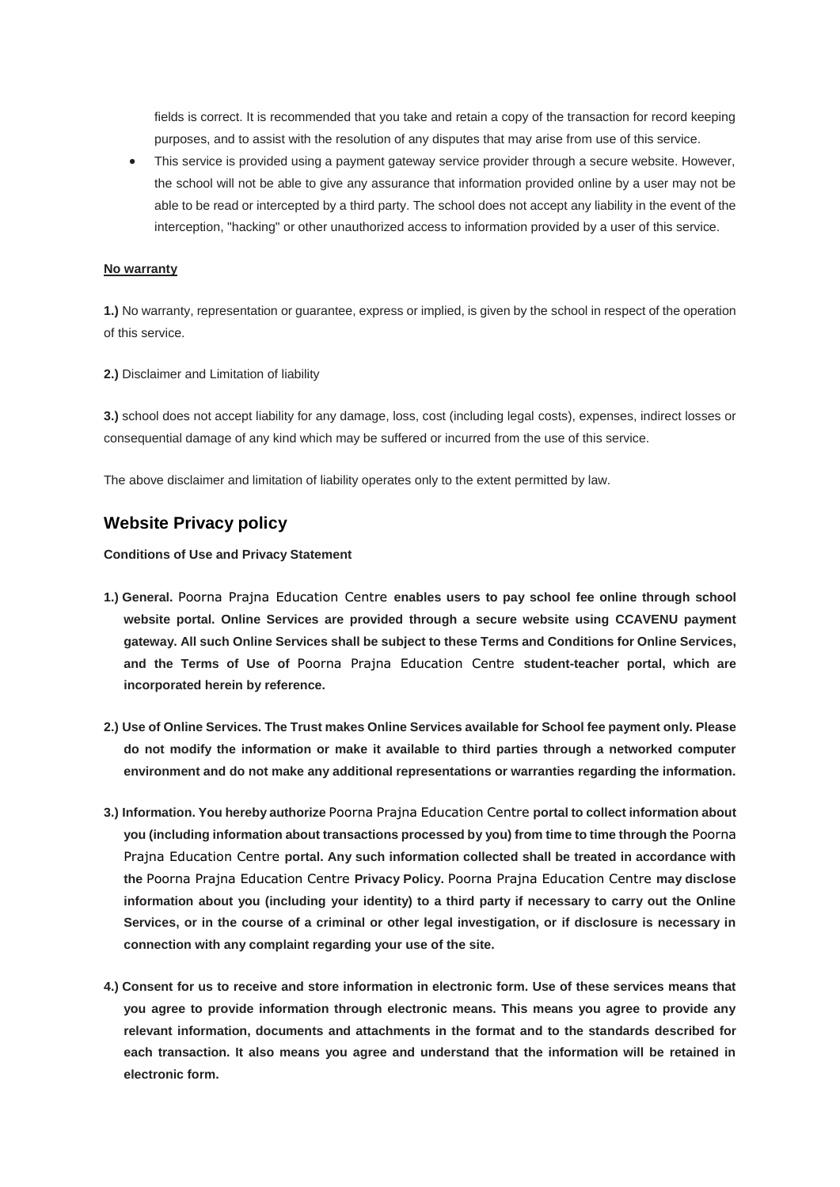fields is correct. It is recommended that you take and retain a copy of the transaction for record keeping purposes, and to assist with the resolution of any disputes that may arise from use of this service.

- This service is provided using a payment gateway service provider through a secure website. However, the school will not be able to give any assurance that information provided online by a user may not be able to be read or intercepted by a third party. The school does not accept any liability in the event of the interception, "hacking" or other unauthorized access to information provided by a user of this service.

**No warranty**

**1.)** No warranty, representation or guarantee, express or implied, is given by the school in respect of the operation of this service.

**2.)** Disclaimer and Limitation of liability

**3.)** school does not accept liability for any damage, loss, cost (including legal costs), expenses, indirect losses or consequential damage of any kind which may be suffered or incurred from the use of this service.

The above disclaimer and limitation of liability operates only to the extent permitted by law.

## Website Privacy policy

**Conditions of Use and Privacy Statement**

**1.) General.** Poorna Prajna Education Centre **enables users to pay school fee online through school website portal. Online Services are provided through a secure website using CCAVENU payment gateway. All such Online Services shall be subject to these Terms and Conditions for Online Services, and the Terms of Use of** Poorna Prajna Education Centre **student-teacher portal, which are incorporated herein by reference.**

**2.) Use of Online Services. The Trust makes Online Services available for School fee payment only. Please do not modify the information or make it available to third parties through a networked computer environment and do not make any additional representations or warranties regarding the information.**

**3.) Information. You hereby authorize** Poorna Prajna Education Centre **portal to collect information about you (including information about transactions processed by you) from time to time through the** Poorna Prajna Education Centre **portal. Any such information collected shall be treated in accordance with the** Poorna Prajna Education Centre **Privacy Policy.** Poorna Prajna Education Centre **may disclose information about you (including your identity) to a third party if necessary to carry out the Online Services, or in the course of a criminal or other legal investigation, or if disclosure is necessary in connection with any complaint regarding your use of the site.**

**4.) Consent for us to receive and store information in electronic form. Use of these services means that you agree to provide information through electronic means. This means you agree to provide any relevant information, documents and attachments in the format and to the standards described for each transaction. It also means you agree and understand that the information will be retained in electronic form.**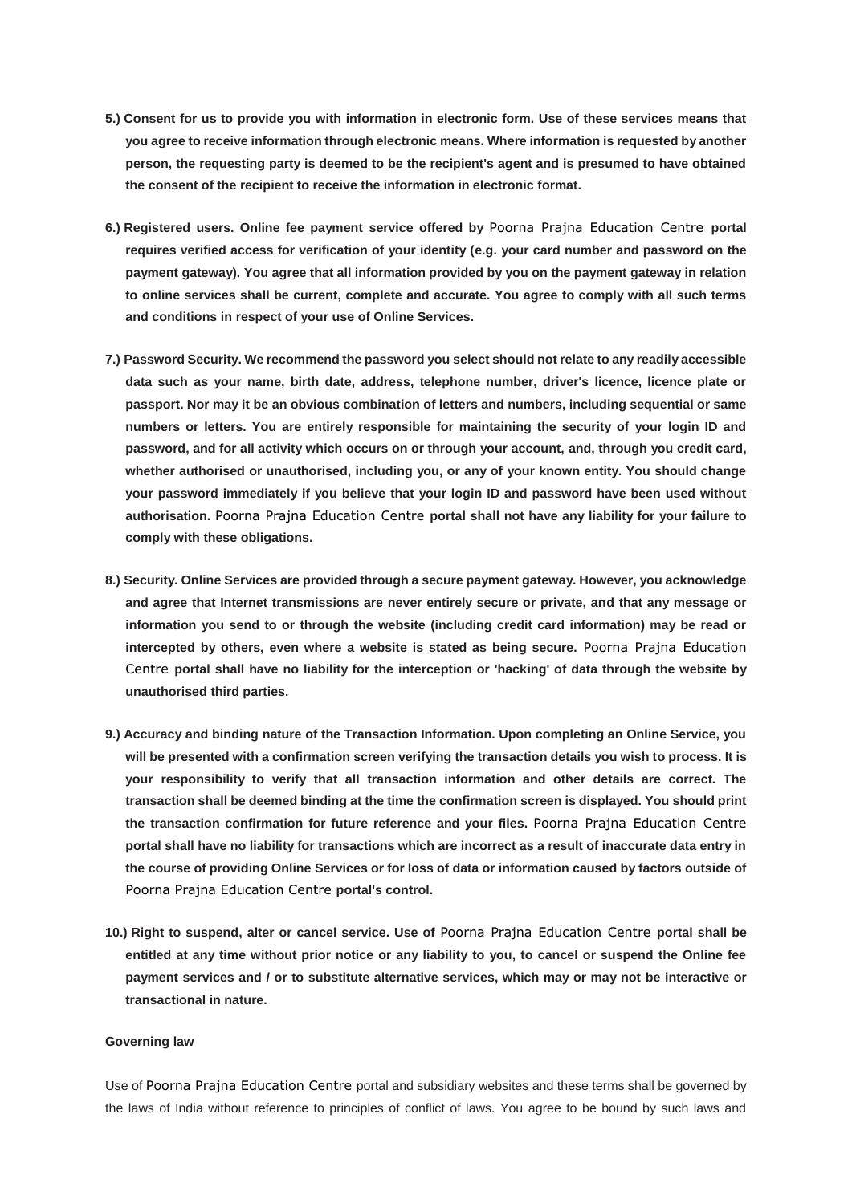**5.) Consent for us to provide you with information in electronic form. Use of these services means that you agree to receive information through electronic means. Where information is requested by another person, the requesting party is deemed to be the recipient's agent and is presumed to have obtained the consent of the recipient to receive the information in electronic format.**

**6.) Registered users. Online fee payment service offered by** Poorna Prajna Education Centre **portal requires verified access for verification of your identity (e.g. your card number and password on the payment gateway). You agree that all information provided by you on the payment gateway in relation to online services shall be current, complete and accurate. You agree to comply with all such terms and conditions in respect of your use of Online Services.**

**7.) Password Security. We recommend the password you select should not relate to any readily accessible data such as your name, birth date, address, telephone number, driver's licence, licence plate or passport. Nor may it be an obvious combination of letters and numbers, including sequential or same numbers or letters. You are entirely responsible for maintaining the security of your login ID and password, and for all activity which occurs on or through your account, and, through you credit card, whether authorised or unauthorised, including you, or any of your known entity. You should change your password immediately if you believe that your login ID and password have been used without authorisation.** Poorna Prajna Education Centre **portal shall not have any liability for your failure to comply with these obligations.**

**8.) Security. Online Services are provided through a secure payment gateway. However, you acknowledge and agree that Internet transmissions are never entirely secure or private, and that any message or information you send to or through the website (including credit card information) may be read or intercepted by others, even where a website is stated as being secure.** Poorna Prajna Education Centre **portal shall have no liability for the interception or 'hacking' of data through the website by unauthorised third parties.**

**9.) Accuracy and binding nature of the Transaction Information. Upon completing an Online Service, you will be presented with a confirmation screen verifying the transaction details you wish to process. It is your responsibility to verify that all transaction information and other details are correct. The transaction shall be deemed binding at the time the confirmation screen is displayed. You should print the transaction confirmation for future reference and your files.** Poorna Prajna Education Centre **portal shall have no liability for transactions which are incorrect as a result of inaccurate data entry in the course of providing Online Services or for loss of data or information caused by factors outside of** Poorna Prajna Education Centre **portal's control.**

**10.) Right to suspend, alter or cancel service. Use of** Poorna Prajna Education Centre **portal shall be entitled at any time without prior notice or any liability to you, to cancel or suspend the Online fee payment services and / or to substitute alternative services, which may or may not be interactive or transactional in nature.**

**Governing law**

Use of Poorna Prajna Education Centre portal and subsidiary websites and these terms shall be governed by the laws of India without reference to principles of conflict of laws. You agree to be bound by such laws and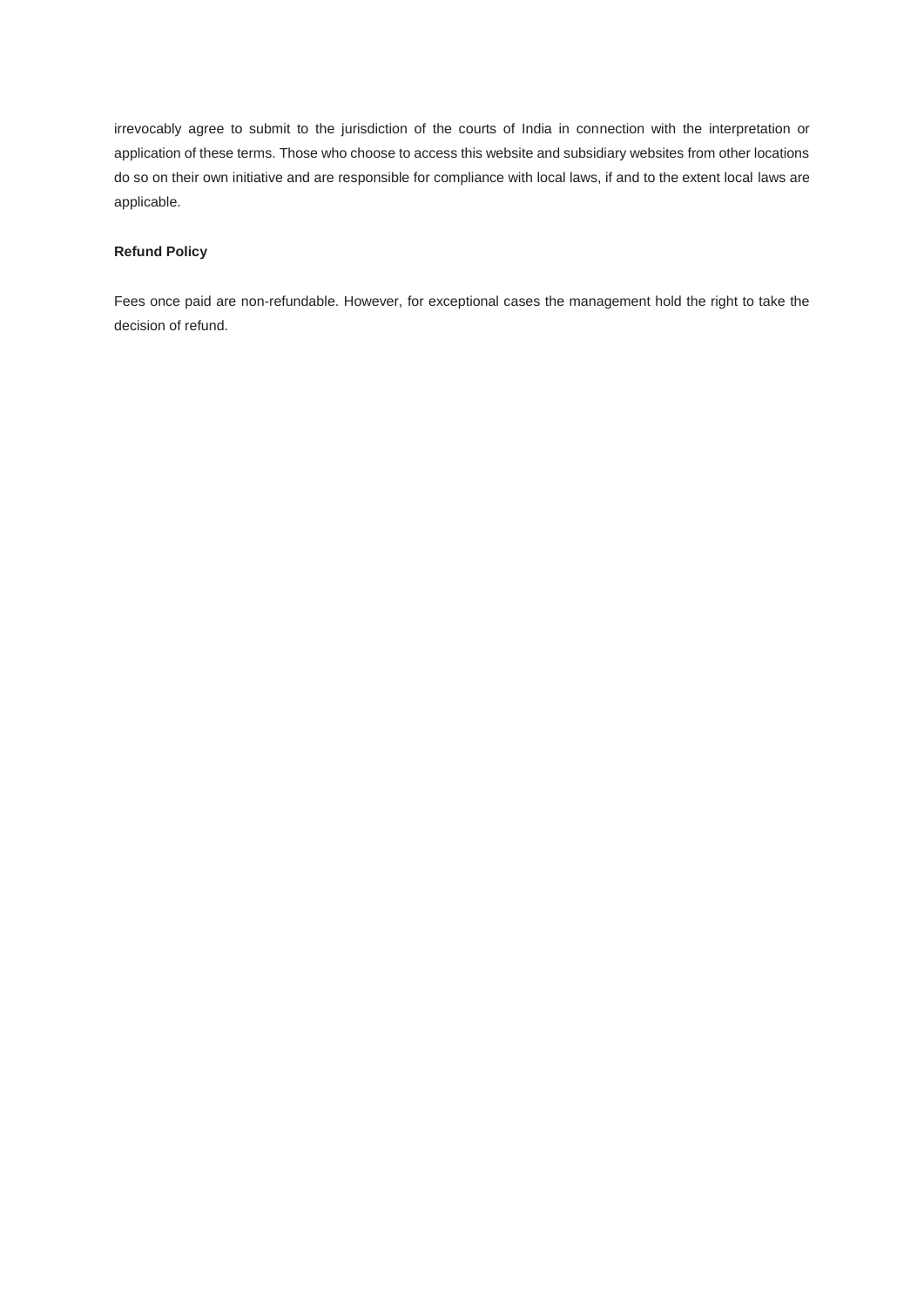irrevocably agree to submit to the jurisdiction of the courts of India in connection with the interpretation or application of these terms. Those who choose to access this website and subsidiary websites from other locations do so on their own initiative and are responsible for compliance with local laws, if and to the extent local laws are applicable.

**Refund Policy**

Fees once paid are non-refundable. However, for exceptional cases the management hold the right to take the decision of refund.